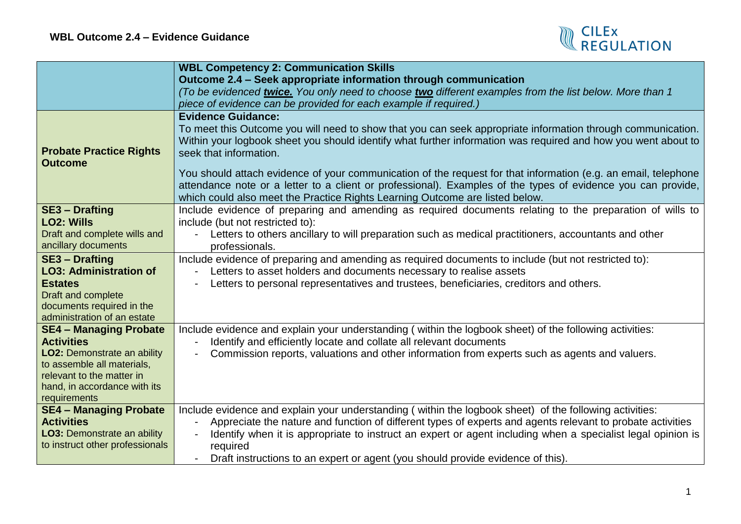## WBL Outcome 2.4 – Evidence Guidance

CILEx REGULATION

| | **WBL Competency 2: Communication Skills**<br>**Outcome 2.4 – Seek appropriate information through communication**<br>*(To be evidenced **twice.** You only need to choose **two** different examples from the list below. More than 1 piece of evidence can be provided for each example if required.)* |
|---|---|
| **Probate Practice Rights Outcome** | **Evidence Guidance:**<br>To meet this Outcome you will need to show that you can seek appropriate information through communication. Within your logbook sheet you should identify what further information was required and how you went about to seek that information.<br><br>You should attach evidence of your communication of the request for that information (e.g. an email, telephone attendance note or a letter to a client or professional). Examples of the types of evidence you can provide, which could also meet the Practice Rights Learning Outcome are listed below. |
| **SE3 – Drafting**<br>**LO2: Wills**<br>Draft and complete wills and ancillary documents | Include evidence of preparing and amending as required documents relating to the preparation of wills to include (but not restricted to):<br>- Letters to others ancillary to will preparation such as medical practitioners, accountants and other professionals. |
| **SE3 – Drafting**<br>**LO3: Administration of Estates**<br>Draft and complete documents required in the administration of an estate | Include evidence of preparing and amending as required documents to include (but not restricted to):<br>- Letters to asset holders and documents necessary to realise assets<br>- Letters to personal representatives and trustees, beneficiaries, creditors and others. |
| **SE4 – Managing Probate Activities**<br>**LO2:** Demonstrate an ability to assemble all materials, relevant to the matter in hand, in accordance with its requirements | Include evidence and explain your understanding ( within the logbook sheet) of the following activities:<br>- Identify and efficiently locate and collate all relevant documents<br>- Commission reports, valuations and other information from experts such as agents and valuers. |
| **SE4 – Managing Probate Activities**<br>**LO3:** Demonstrate an ability to instruct other professionals | Include evidence and explain your understanding ( within the logbook sheet) of the following activities:<br>- Appreciate the nature and function of different types of experts and agents relevant to probate activities<br>- Identify when it is appropriate to instruct an expert or agent including when a specialist legal opinion is required<br>- Draft instructions to an expert or agent (you should provide evidence of this). |